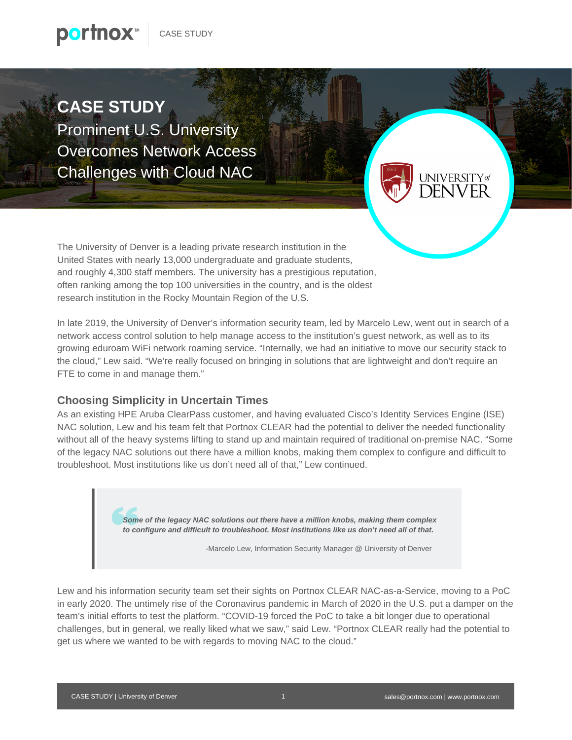# CASE STUDY

## Prominent U.S. University Overcomes Network Access Challenges with Cloud NAC

The University of Denver is a leading private research institution in the United States with nearly 13,000 undergraduate and graduate students, and roughly 4,300 staff members. The university has a prestigious reputation, often ranking among the top 100 universities in the country, and is the oldest research institution in the Rocky Mountain Region of the U.S.

In late 2019, the University of Denver's information security team, led by Marcelo Lew, went out in search of a network access control solution to help manage access to the institution's guest network, as well as to its growing eduroam WiFi network roaming service. "Internally, we had an initiative to move our security stack to the cloud," Lew said. "We're really focused on bringing in solutions that are lightweight and don't require an FTE to come in and manage them."

### Choosing Simplicity in Uncertain Times

As an existing HPE Aruba ClearPass customer, and having evaluated Cisco's Identity Services Engine (ISE) NAC solution, Lew and his team felt that Portnox CLEAR had the potential to deliver the needed functionality without all of the heavy systems lifting to stand up and maintain required of traditional on-premise NAC. "Some of the legacy NAC solutions out there have a million knobs, making them complex to configure and difficult to troubleshoot. Most institutions like us don't need all of that," Lew continued.

> ***Some of the legacy NAC solutions out there have a million knobs, making them complex to configure and difficult to troubleshoot. Most institutions like us don't need all of that.***
>
> -Marcelo Lew, Information Security Manager @ University of Denver

Lew and his information security team set their sights on Portnox CLEAR NAC-as-a-Service, moving to a PoC in early 2020. The untimely rise of the Coronavirus pandemic in March of 2020 in the U.S. put a damper on the team's initial efforts to test the platform. "COVID-19 forced the PoC to take a bit longer due to operational challenges, but in general, we really liked what we saw," said Lew. "Portnox CLEAR really had the potential to get us where we wanted to be with regards to moving NAC to the cloud."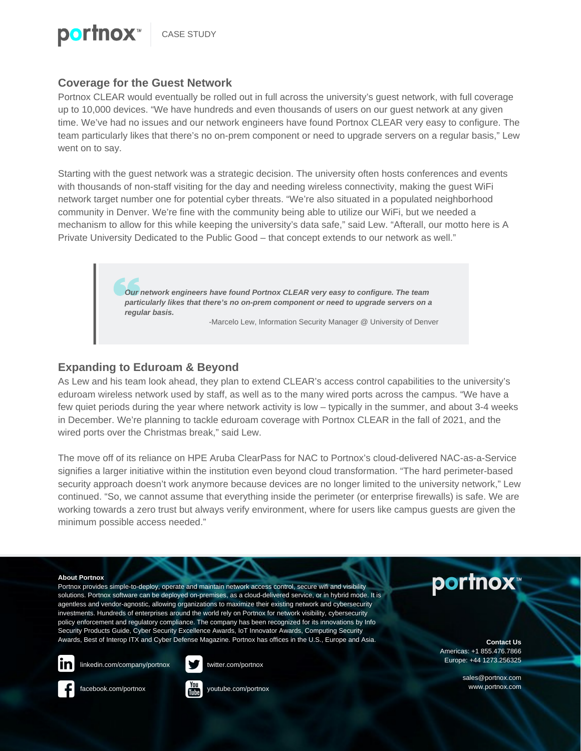## Coverage for the Guest Network

Portnox CLEAR would eventually be rolled out in full across the university's guest network, with full coverage up to 10,000 devices. "We have hundreds and even thousands of users on our guest network at any given time. We've had no issues and our network engineers have found Portnox CLEAR very easy to configure. The team particularly likes that there's no on-prem component or need to upgrade servers on a regular basis," Lew went on to say.

Starting with the guest network was a strategic decision. The university often hosts conferences and events with thousands of non-staff visiting for the day and needing wireless connectivity, making the guest WiFi network target number one for potential cyber threats. "We're also situated in a populated neighborhood community in Denver. We're fine with the community being able to utilize our WiFi, but we needed a mechanism to allow for this while keeping the university's data safe," said Lew. "Afterall, our motto here is A Private University Dedicated to the Public Good – that concept extends to our network as well."

> ***Our network engineers have found Portnox CLEAR very easy to configure. The team particularly likes that there's no on-prem component or need to upgrade servers on a regular basis.***
>
> -Marcelo Lew, Information Security Manager @ University of Denver

## Expanding to Eduroam & Beyond

As Lew and his team look ahead, they plan to extend CLEAR's access control capabilities to the university's eduroam wireless network used by staff, as well as to the many wired ports across the campus. "We have a few quiet periods during the year where network activity is low – typically in the summer, and about 3-4 weeks in December. We're planning to tackle eduroam coverage with Portnox CLEAR in the fall of 2021, and the wired ports over the Christmas break," said Lew.

The move off of its reliance on HPE Aruba ClearPass for NAC to Portnox's cloud-delivered NAC-as-a-Service signifies a larger initiative within the institution even beyond cloud transformation. "The hard perimeter-based security approach doesn't work anymore because devices are no longer limited to the university network," Lew continued. "So, we cannot assume that everything inside the perimeter (or enterprise firewalls) is safe. We are working towards a zero trust but always verify environment, where for users like campus guests are given the minimum possible access needed."

**About Portnox**

Portnox provides simple-to-deploy, operate and maintain network access control, secure wifi and visibility solutions. Portnox software can be deployed on-premises, as a cloud-delivered service, or in hybrid mode. It is agentless and vendor-agnostic, allowing organizations to maximize their existing network and cybersecurity investments. Hundreds of enterprises around the world rely on Portnox for network visibility, cybersecurity policy enforcement and regulatory compliance. The company has been recognized for its innovations by Info Security Products Guide, Cyber Security Excellence Awards, IoT Innovator Awards, Computing Security Awards, Best of Interop ITX and Cyber Defense Magazine. Portnox has offices in the U.S., Europe and Asia.

linkedin.com/company/portnox

twitter.com/portnox

facebook.com/portnox

youtube.com/portnox

**Contact Us**

Americas: +1 855.476.7866

Europe: +44 1273.256325

sales@portnox.com

www.portnox.com